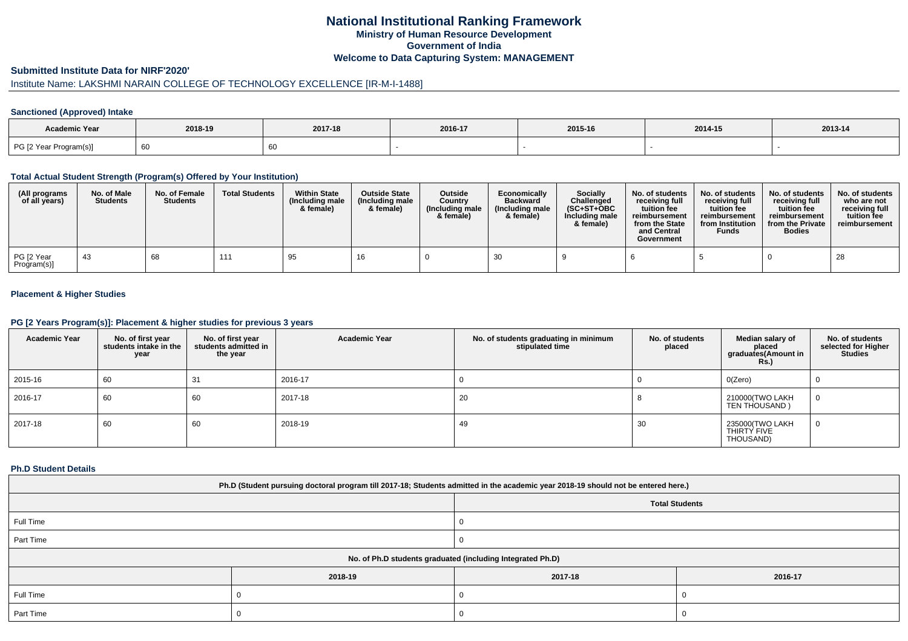# National Institutional Ranking Framework

**Ministry of Human Resource Development**

**Government of India**

**Welcome to Data Capturing System: MANAGEMENT**

## Submitted Institute Data for NIRF'2020'

Institute Name: LAKSHMI NARAIN COLLEGE OF TECHNOLOGY EXCELLENCE [IR-M-I-1488]

### Sanctioned (Approved) Intake

| Academic Year | 2018-19 | 2017-18 | 2016-17 | 2015-16 | 2014-15 | 2013-14 |
|---|---|---|---|---|---|---|
| PG [2 Year Program(s)] | 60 | 60 | - | - | - | - |

### Total Actual Student Strength (Program(s) Offered by Your Institution)

| (All programs of all years) | No. of Male Students | No. of Female Students | Total Students | Within State (Including male & female) | Outside State (Including male & female) | Outside Country (Including male & female) | Economically Backward (Including male & female) | Socially Challenged (SC+ST+OBC Including male & female) | No. of students receiving full tuition fee reimbursement from the State and Central Government | No. of students receiving full tuition fee reimbursement from Institution Funds | No. of students receiving full tuition fee reimbursement from the Private Bodies | No. of students who are not receiving full tuition fee reimbursement |
|---|---|---|---|---|---|---|---|---|---|---|---|---|
| PG [2 Year Program(s)] | 43 | 68 | 111 | 95 | 16 | 0 | 30 | 9 | 6 | 5 | 0 | 28 |

### Placement & Higher Studies

### PG [2 Years Program(s)]: Placement & higher studies for previous 3 years

| Academic Year | No. of first year students intake in the year | No. of first year students admitted in the year | Academic Year | No. of students graduating in minimum stipulated time | No. of students placed | Median salary of placed graduates(Amount in Rs.) | No. of students selected for Higher Studies |
|---|---|---|---|---|---|---|---|
| 2015-16 | 60 | 31 | 2016-17 | 0 | 0 | 0(Zero) | 0 |
| 2016-17 | 60 | 60 | 2017-18 | 20 | 8 | 210000(TWO LAKH TEN THOUSAND ) | 0 |
| 2017-18 | 60 | 60 | 2018-19 | 49 | 30 | 235000(TWO LAKH THIRTY FIVE THOUSAND) | 0 |

### Ph.D Student Details

| Ph.D (Student pursuing doctoral program till 2017-18; Students admitted in the academic year 2018-19 should not be entered here.) | |
|---|---|
| | Total Students |
| Full Time | 0 |
| Part Time | 0 |

| No. of Ph.D students graduated (including Integrated Ph.D) | | | |
|---|---|---|---|
| | 2018-19 | 2017-18 | 2016-17 |
| Full Time | 0 | 0 | 0 |
| Part Time | 0 | 0 | 0 |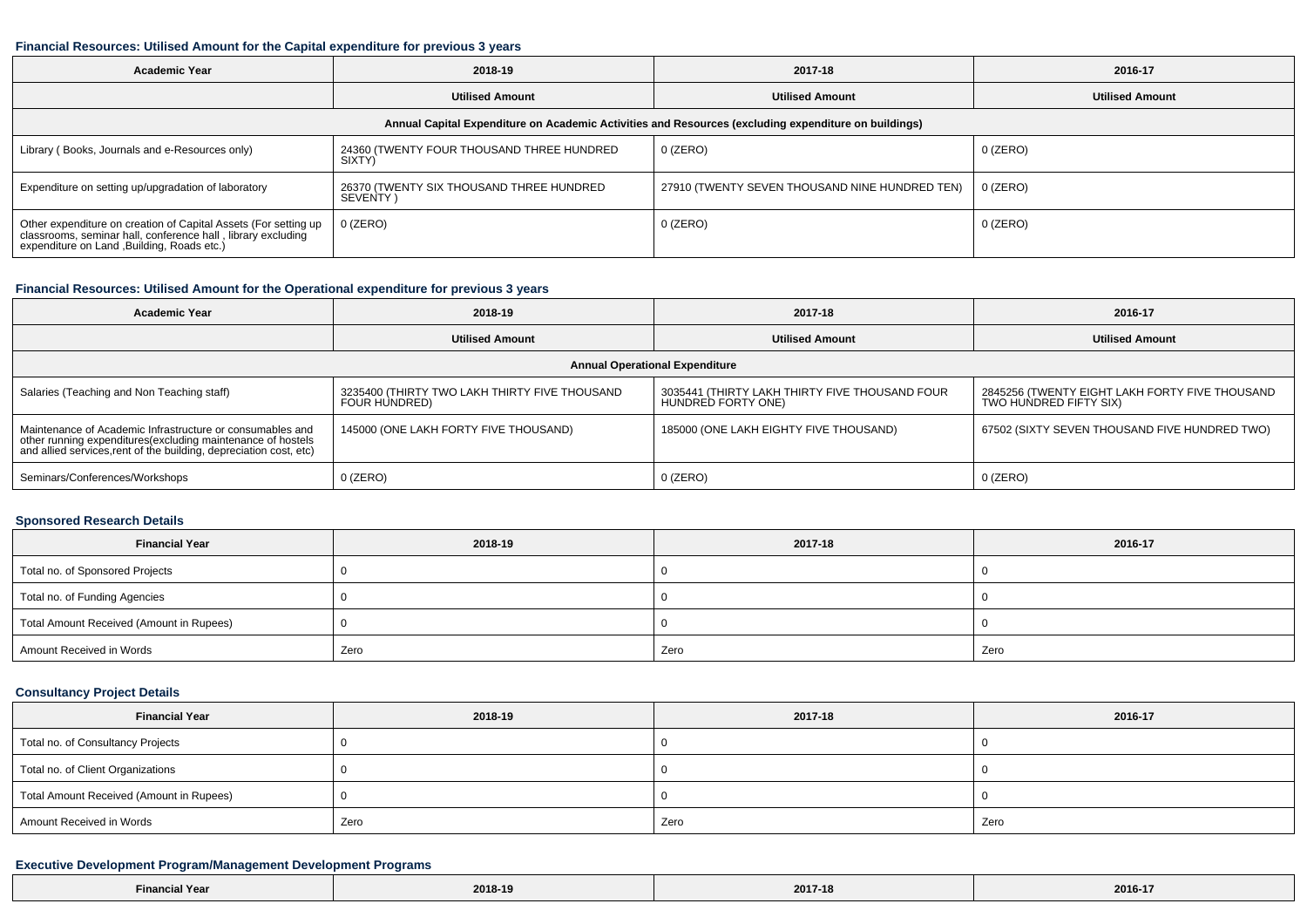#### Financial Resources: Utilised Amount for the Capital expenditure for previous 3 years

| Academic Year | 2018-19 | 2017-18 | 2016-17 |
|---|---|---|---|
| | Utilised Amount | Utilised Amount | Utilised Amount |
| Annual Capital Expenditure on Academic Activities and Resources (excluding expenditure on buildings) | | | |
| Library ( Books, Journals and e-Resources only) | 24360 (TWENTY FOUR THOUSAND THREE HUNDRED SIXTY) | 0 (ZERO) | 0 (ZERO) |
| Expenditure on setting up/upgradation of laboratory | 26370 (TWENTY SIX THOUSAND THREE HUNDRED SEVENTY ) | 27910 (TWENTY SEVEN THOUSAND NINE HUNDRED TEN) | 0 (ZERO) |
| Other expenditure on creation of Capital Assets (For setting up classrooms, seminar hall, conference hall , library excluding expenditure on Land ,Building, Roads etc.) | 0 (ZERO) | 0 (ZERO) | 0 (ZERO) |

#### Financial Resources: Utilised Amount for the Operational expenditure for previous 3 years

| Academic Year | 2018-19 | 2017-18 | 2016-17 |
|---|---|---|---|
| | Utilised Amount | Utilised Amount | Utilised Amount |
| Annual Operational Expenditure | | | |
| Salaries (Teaching and Non Teaching staff) | 3235400 (THIRTY TWO LAKH THIRTY FIVE THOUSAND FOUR HUNDRED) | 3035441 (THIRTY LAKH THIRTY FIVE THOUSAND FOUR HUNDRED FORTY ONE) | 2845256 (TWENTY EIGHT LAKH FORTY FIVE THOUSAND TWO HUNDRED FIFTY SIX) |
| Maintenance of Academic Infrastructure or consumables and other running expenditures(excluding maintenance of hostels and allied services,rent of the building, depreciation cost, etc) | 145000 (ONE LAKH FORTY FIVE THOUSAND) | 185000 (ONE LAKH EIGHTY FIVE THOUSAND) | 67502 (SIXTY SEVEN THOUSAND FIVE HUNDRED TWO) |
| Seminars/Conferences/Workshops | 0 (ZERO) | 0 (ZERO) | 0 (ZERO) |

#### Sponsored Research Details

| Financial Year | 2018-19 | 2017-18 | 2016-17 |
|---|---|---|---|
| Total no. of Sponsored Projects | 0 | 0 | 0 |
| Total no. of Funding Agencies | 0 | 0 | 0 |
| Total Amount Received (Amount in Rupees) | 0 | 0 | 0 |
| Amount Received in Words | Zero | Zero | Zero |

#### Consultancy Project Details

| Financial Year | 2018-19 | 2017-18 | 2016-17 |
|---|---|---|---|
| Total no. of Consultancy Projects | 0 | 0 | 0 |
| Total no. of Client Organizations | 0 | 0 | 0 |
| Total Amount Received (Amount in Rupees) | 0 | 0 | 0 |
| Amount Received in Words | Zero | Zero | Zero |

#### Executive Development Program/Management Development Programs

| Financial Year | 2018-19 | 2017-18 | 2016-17 |
|---|---|---|---|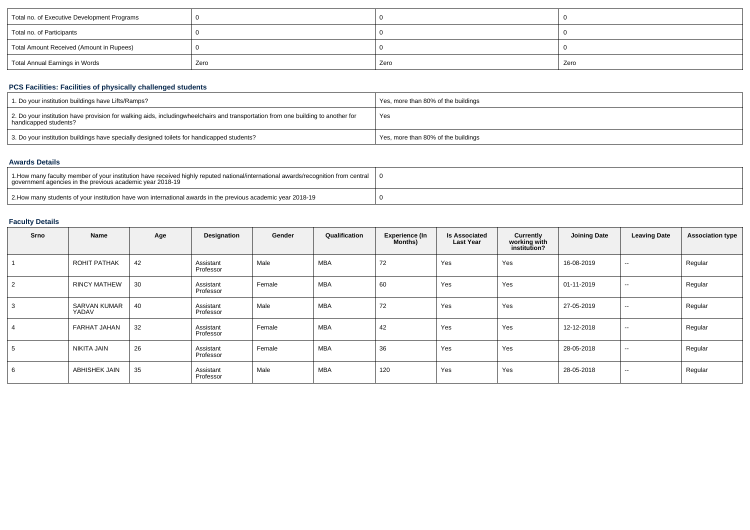| | | | |
|---|---|---|---|
| Total no. of Executive Development Programs | 0 | 0 | 0 |
| Total no. of Participants | 0 | 0 | 0 |
| Total Amount Received (Amount in Rupees) | 0 | 0 | 0 |
| Total Annual Earnings in Words | Zero | Zero | Zero |

### PCS Facilities: Facilities of physically challenged students

| | |
|---|---|
| 1. Do your institution buildings have Lifts/Ramps? | Yes, more than 80% of the buildings |
| 2. Do your institution have provision for walking aids, includingwheelchairs and transportation from one building to another for handicapped students? | Yes |
| 3. Do your institution buildings have specially designed toilets for handicapped students? | Yes, more than 80% of the buildings |

### Awards Details

| | |
|---|---|
| 1.How many faculty member of your institution have received highly reputed national/international awards/recognition from central government agencies in the previous academic year 2018-19 | 0 |
| 2.How many students of your institution have won international awards in the previous academic year 2018-19 | 0 |

### Faculty Details

| Srno | Name | Age | Designation | Gender | Qualification | Experience (In Months) | Is Associated Last Year | Currently working with institution? | Joining Date | Leaving Date | Association type |
|---|---|---|---|---|---|---|---|---|---|---|---|
| 1 | ROHIT PATHAK | 42 | Assistant Professor | Male | MBA | 72 | Yes | Yes | 16-08-2019 | -- | Regular |
| 2 | RINCY MATHEW | 30 | Assistant Professor | Female | MBA | 60 | Yes | Yes | 01-11-2019 | -- | Regular |
| 3 | SARVAN KUMAR YADAV | 40 | Assistant Professor | Male | MBA | 72 | Yes | Yes | 27-05-2019 | -- | Regular |
| 4 | FARHAT JAHAN | 32 | Assistant Professor | Female | MBA | 42 | Yes | Yes | 12-12-2018 | -- | Regular |
| 5 | NIKITA JAIN | 26 | Assistant Professor | Female | MBA | 36 | Yes | Yes | 28-05-2018 | -- | Regular |
| 6 | ABHISHEK JAIN | 35 | Assistant Professor | Male | MBA | 120 | Yes | Yes | 28-05-2018 | -- | Regular |